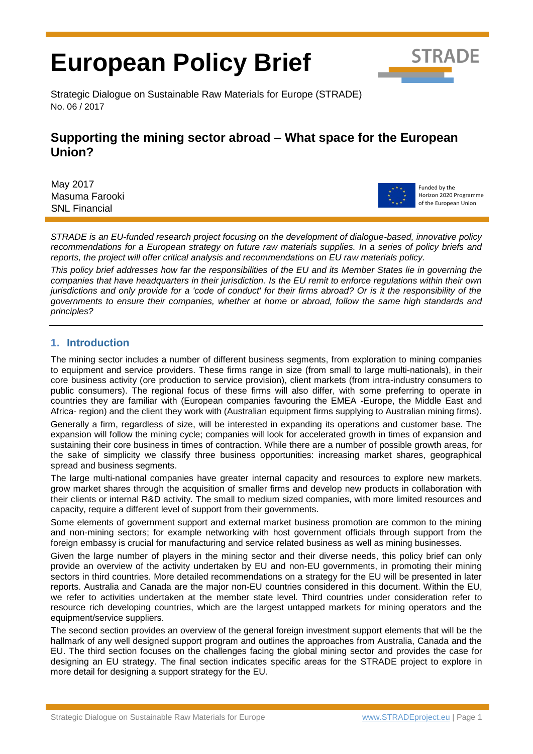# European Policy Brief

Strategic Dialogue on Sustainable Raw Materials for Europe (STRADE)
No. 06 / 2017

## Supporting the mining sector abroad – What space for the European Union?

May 2017
Masuma Farooki
SNL Financial

Funded by the Horizon 2020 Programme of the European Union

*STRADE is an EU-funded research project focusing on the development of dialogue-based, innovative policy recommendations for a European strategy on future raw materials supplies. In a series of policy briefs and reports, the project will offer critical analysis and recommendations on EU raw materials policy.*

*This policy brief addresses how far the responsibilities of the EU and its Member States lie in governing the companies that have headquarters in their jurisdiction. Is the EU remit to enforce regulations within their own jurisdictions and only provide for a 'code of conduct' for their firms abroad? Or is it the responsibility of the governments to ensure their companies, whether at home or abroad, follow the same high standards and principles?*

## 1. Introduction

The mining sector includes a number of different business segments, from exploration to mining companies to equipment and service providers. These firms range in size (from small to large multi-nationals), in their core business activity (ore production to service provision), client markets (from intra-industry consumers to public consumers). The regional focus of these firms will also differ, with some preferring to operate in countries they are familiar with (European companies favouring the EMEA -Europe, the Middle East and Africa- region) and the client they work with (Australian equipment firms supplying to Australian mining firms).

Generally a firm, regardless of size, will be interested in expanding its operations and customer base. The expansion will follow the mining cycle; companies will look for accelerated growth in times of expansion and sustaining their core business in times of contraction. While there are a number of possible growth areas, for the sake of simplicity we classify three business opportunities: increasing market shares, geographical spread and business segments.

The large multi-national companies have greater internal capacity and resources to explore new markets, grow market shares through the acquisition of smaller firms and develop new products in collaboration with their clients or internal R&D activity. The small to medium sized companies, with more limited resources and capacity, require a different level of support from their governments.

Some elements of government support and external market business promotion are common to the mining and non-mining sectors; for example networking with host government officials through support from the foreign embassy is crucial for manufacturing and service related business as well as mining businesses.

Given the large number of players in the mining sector and their diverse needs, this policy brief can only provide an overview of the activity undertaken by EU and non-EU governments, in promoting their mining sectors in third countries. More detailed recommendations on a strategy for the EU will be presented in later reports. Australia and Canada are the major non-EU countries considered in this document. Within the EU, we refer to activities undertaken at the member state level. Third countries under consideration refer to resource rich developing countries, which are the largest untapped markets for mining operators and the equipment/service suppliers.

The second section provides an overview of the general foreign investment support elements that will be the hallmark of any well designed support program and outlines the approaches from Australia, Canada and the EU. The third section focuses on the challenges facing the global mining sector and provides the case for designing an EU strategy. The final section indicates specific areas for the STRADE project to explore in more detail for designing a support strategy for the EU.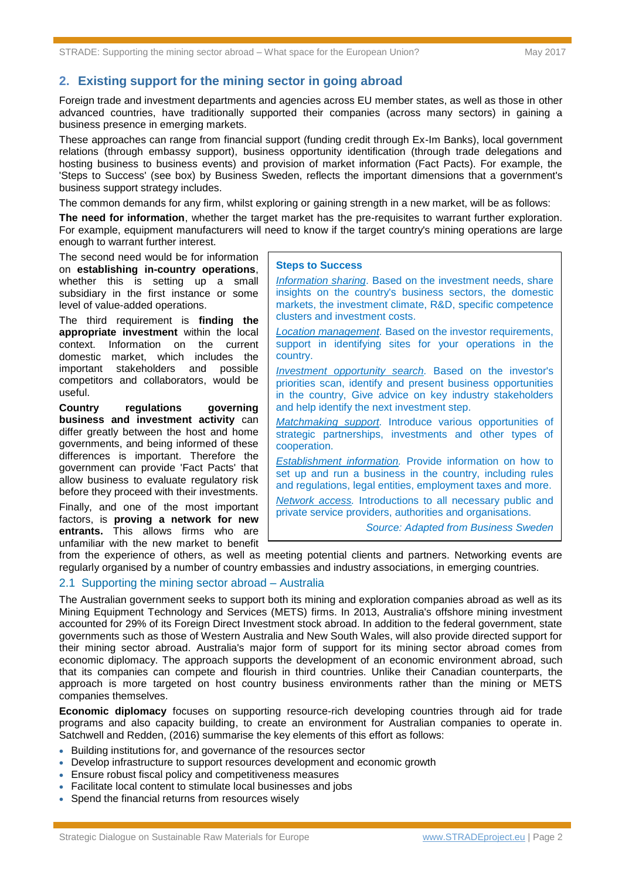## 2. Existing support for the mining sector in going abroad

Foreign trade and investment departments and agencies across EU member states, as well as those in other advanced countries, have traditionally supported their companies (across many sectors) in gaining a business presence in emerging markets.

These approaches can range from financial support (funding credit through Ex-Im Banks), local government relations (through embassy support), business opportunity identification (through trade delegations and hosting business to business events) and provision of market information (Fact Pacts). For example, the 'Steps to Success' (see box) by Business Sweden, reflects the important dimensions that a government's business support strategy includes.

The common demands for any firm, whilst exploring or gaining strength in a new market, will be as follows:

**The need for information**, whether the target market has the pre-requisites to warrant further exploration. For example, equipment manufacturers will need to know if the target country's mining operations are large enough to warrant further interest.

The second need would be for information on **establishing in-country operations**, whether this is setting up a small subsidiary in the first instance or some level of value-added operations.

The third requirement is **finding the appropriate investment** within the local context. Information on the current domestic market, which includes the important stakeholders and possible competitors and collaborators, would be useful.

**Country regulations governing business and investment activity** can differ greatly between the host and home governments, and being informed of these differences is important. Therefore the government can provide 'Fact Pacts' that allow business to evaluate regulatory risk before they proceed with their investments.

Finally, and one of the most important factors, is **proving a network for new entrants.** This allows firms who are unfamiliar with the new market to benefit from the experience of others, as well as meeting potential clients and partners. Networking events are regularly organised by a number of country embassies and industry associations, in emerging countries.

> **Steps to Success**
>
> *Information sharing*. Based on the investment needs, share insights on the country's business sectors, the domestic markets, the investment climate, R&D, specific competence clusters and investment costs.
>
> *Location management*. Based on the investor requirements, support in identifying sites for your operations in the country.
>
> *Investment opportunity search*. Based on the investor's priorities scan, identify and present business opportunities in the country, Give advice on key industry stakeholders and help identify the next investment step.
>
> *Matchmaking support*. Introduce various opportunities of strategic partnerships, investments and other types of cooperation.
>
> *Establishment information*. Provide information on how to set up and run a business in the country, including rules and regulations, legal entities, employment taxes and more.
>
> *Network access*. Introductions to all necessary public and private service providers, authorities and organisations.
>
> *Source: Adapted from Business Sweden*

### 2.1 Supporting the mining sector abroad – Australia

The Australian government seeks to support both its mining and exploration companies abroad as well as its Mining Equipment Technology and Services (METS) firms. In 2013, Australia's offshore mining investment accounted for 29% of its Foreign Direct Investment stock abroad. In addition to the federal government, state governments such as those of Western Australia and New South Wales, will also provide directed support for their mining sector abroad. Australia's major form of support for its mining sector abroad comes from economic diplomacy. The approach supports the development of an economic environment abroad, such that its companies can compete and flourish in third countries. Unlike their Canadian counterparts, the approach is more targeted on host country business environments rather than the mining or METS companies themselves.

**Economic diplomacy** focuses on supporting resource-rich developing countries through aid for trade programs and also capacity building, to create an environment for Australian companies to operate in. Satchwell and Redden, (2016) summarise the key elements of this effort as follows:

- Building institutions for, and governance of the resources sector
- Develop infrastructure to support resources development and economic growth
- Ensure robust fiscal policy and competitiveness measures
- Facilitate local content to stimulate local businesses and jobs
- Spend the financial returns from resources wisely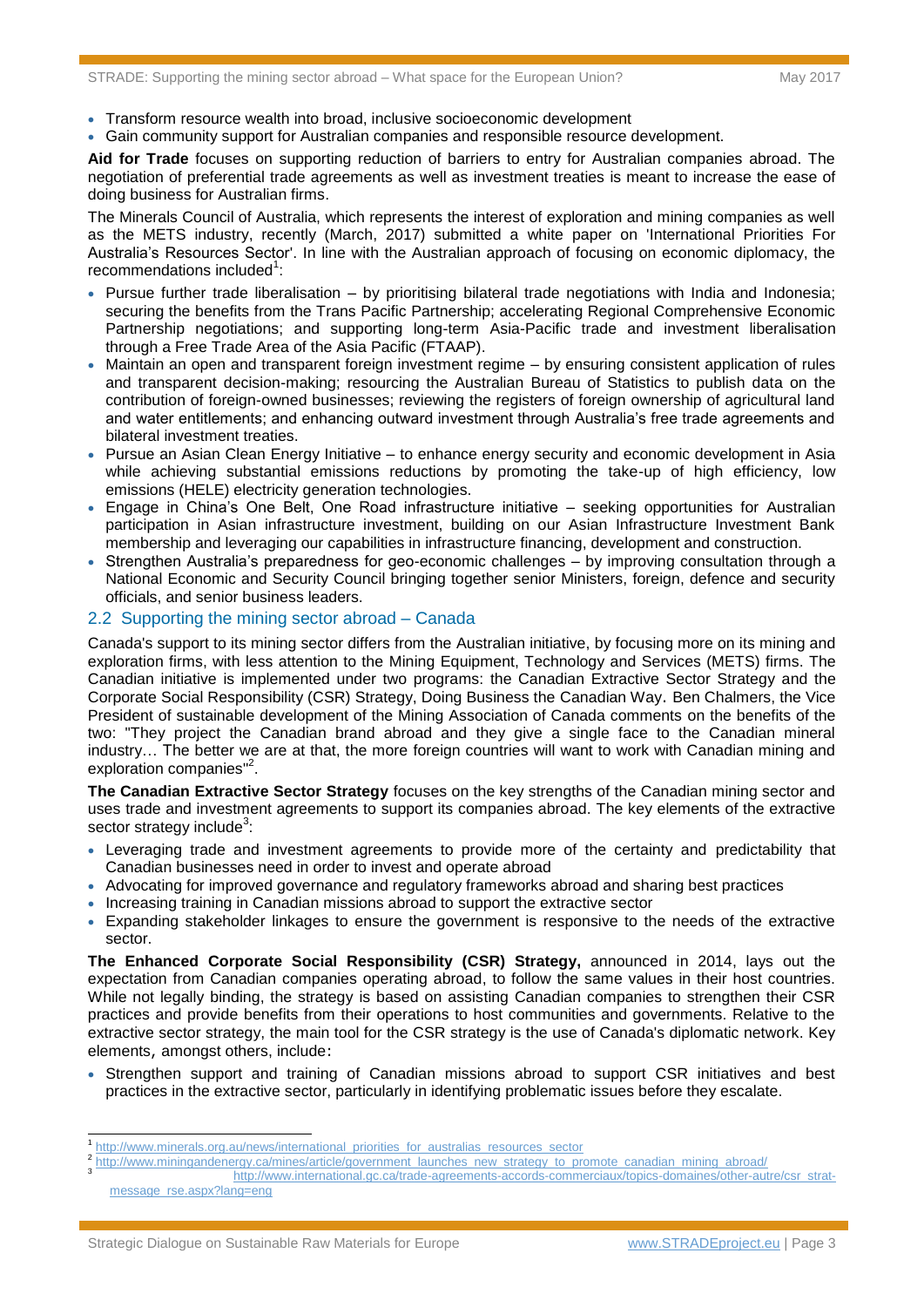- Transform resource wealth into broad, inclusive socioeconomic development
- Gain community support for Australian companies and responsible resource development.

**Aid for Trade** focuses on supporting reduction of barriers to entry for Australian companies abroad. The negotiation of preferential trade agreements as well as investment treaties is meant to increase the ease of doing business for Australian firms.

The Minerals Council of Australia, which represents the interest of exploration and mining companies as well as the METS industry, recently (March, 2017) submitted a white paper on 'International Priorities For Australia's Resources Sector'. In line with the Australian approach of focusing on economic diplomacy, the recommendations included[1]:

- Pursue further trade liberalisation – by prioritising bilateral trade negotiations with India and Indonesia; securing the benefits from the Trans Pacific Partnership; accelerating Regional Comprehensive Economic Partnership negotiations; and supporting long-term Asia-Pacific trade and investment liberalisation through a Free Trade Area of the Asia Pacific (FTAAP).
- Maintain an open and transparent foreign investment regime – by ensuring consistent application of rules and transparent decision-making; resourcing the Australian Bureau of Statistics to publish data on the contribution of foreign-owned businesses; reviewing the registers of foreign ownership of agricultural land and water entitlements; and enhancing outward investment through Australia's free trade agreements and bilateral investment treaties.
- Pursue an Asian Clean Energy Initiative – to enhance energy security and economic development in Asia while achieving substantial emissions reductions by promoting the take-up of high efficiency, low emissions (HELE) electricity generation technologies.
- Engage in China's One Belt, One Road infrastructure initiative – seeking opportunities for Australian participation in Asian infrastructure investment, building on our Asian Infrastructure Investment Bank membership and leveraging our capabilities in infrastructure financing, development and construction.
- Strengthen Australia's preparedness for geo-economic challenges – by improving consultation through a National Economic and Security Council bringing together senior Ministers, foreign, defence and security officials, and senior business leaders.

## 2.2 Supporting the mining sector abroad – Canada

Canada's support to its mining sector differs from the Australian initiative, by focusing more on its mining and exploration firms, with less attention to the Mining Equipment, Technology and Services (METS) firms. The Canadian initiative is implemented under two programs: the Canadian Extractive Sector Strategy and the Corporate Social Responsibility (CSR) Strategy, Doing Business the Canadian Way. Ben Chalmers, the Vice President of sustainable development of the Mining Association of Canada comments on the benefits of the two: "They project the Canadian brand abroad and they give a single face to the Canadian mineral industry… The better we are at that, the more foreign countries will want to work with Canadian mining and exploration companies"[2].

**The Canadian Extractive Sector Strategy** focuses on the key strengths of the Canadian mining sector and uses trade and investment agreements to support its companies abroad. The key elements of the extractive sector strategy include[3]:

- Leveraging trade and investment agreements to provide more of the certainty and predictability that Canadian businesses need in order to invest and operate abroad
- Advocating for improved governance and regulatory frameworks abroad and sharing best practices
- Increasing training in Canadian missions abroad to support the extractive sector
- Expanding stakeholder linkages to ensure the government is responsive to the needs of the extractive sector.

**The Enhanced Corporate Social Responsibility (CSR) Strategy,** announced in 2014, lays out the expectation from Canadian companies operating abroad, to follow the same values in their host countries. While not legally binding, the strategy is based on assisting Canadian companies to strengthen their CSR practices and provide benefits from their operations to host communities and governments. Relative to the extractive sector strategy, the main tool for the CSR strategy is the use of Canada's diplomatic network. Key elements, amongst others, include:

- Strengthen support and training of Canadian missions abroad to support CSR initiatives and best practices in the extractive sector, particularly in identifying problematic issues before they escalate.

---

[1] http://www.minerals.org.au/news/international_priorities_for_australias_resources_sector

[2] http://www.miningandenergy.ca/mines/article/government_launches_new_strategy_to_promote_canadian_mining_abroad/

[3] http://www.international.gc.ca/trade-agreements-accords-commerciaux/topics-domaines/other-autre/csr_strat-message_rse.aspx?lang=eng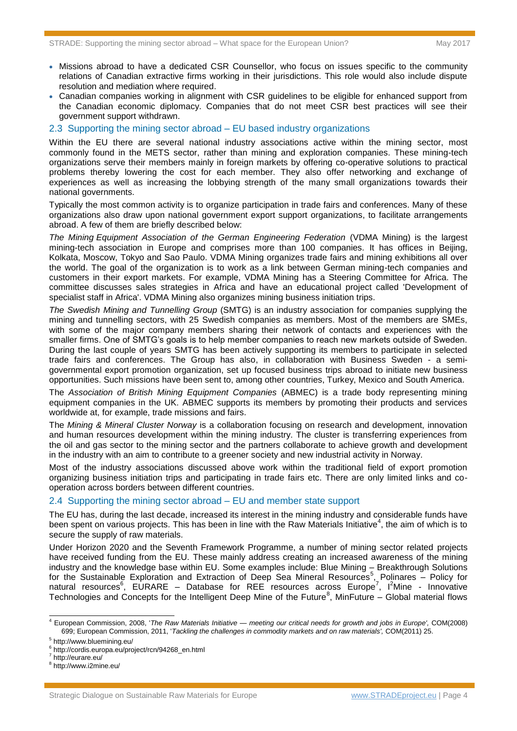- Missions abroad to have a dedicated CSR Counsellor, who focus on issues specific to the community relations of Canadian extractive firms working in their jurisdictions. This role would also include dispute resolution and mediation where required.
- Canadian companies working in alignment with CSR guidelines to be eligible for enhanced support from the Canadian economic diplomacy. Companies that do not meet CSR best practices will see their government support withdrawn.

## 2.3 Supporting the mining sector abroad – EU based industry organizations

Within the EU there are several national industry associations active within the mining sector, most commonly found in the METS sector, rather than mining and exploration companies. These mining-tech organizations serve their members mainly in foreign markets by offering co-operative solutions to practical problems thereby lowering the cost for each member. They also offer networking and exchange of experiences as well as increasing the lobbying strength of the many small organizations towards their national governments.

Typically the most common activity is to organize participation in trade fairs and conferences. Many of these organizations also draw upon national government export support organizations, to facilitate arrangements abroad. A few of them are briefly described below:

*The Mining Equipment Association of the German Engineering Federation* (VDMA Mining) is the largest mining-tech association in Europe and comprises more than 100 companies. It has offices in Beijing, Kolkata, Moscow, Tokyo and Sao Paulo. VDMA Mining organizes trade fairs and mining exhibitions all over the world. The goal of the organization is to work as a link between German mining-tech companies and customers in their export markets. For example, VDMA Mining has a Steering Committee for Africa. The committee discusses sales strategies in Africa and have an educational project called 'Development of specialist staff in Africa'. VDMA Mining also organizes mining business initiation trips.

*The Swedish Mining and Tunnelling Group* (SMTG) is an industry association for companies supplying the mining and tunnelling sectors, with 25 Swedish companies as members. Most of the members are SMEs, with some of the major company members sharing their network of contacts and experiences with the smaller firms. One of SMTG's goals is to help member companies to reach new markets outside of Sweden. During the last couple of years SMTG has been actively supporting its members to participate in selected trade fairs and conferences. The Group has also, in collaboration with Business Sweden - a semi-governmental export promotion organization, set up focused business trips abroad to initiate new business opportunities. Such missions have been sent to, among other countries, Turkey, Mexico and South America.

The *Association of British Mining Equipment Companies* (ABMEC) is a trade body representing mining equipment companies in the UK. ABMEC supports its members by promoting their products and services worldwide at, for example, trade missions and fairs.

The *Mining & Mineral Cluster Norway* is a collaboration focusing on research and development, innovation and human resources development within the mining industry. The cluster is transferring experiences from the oil and gas sector to the mining sector and the partners collaborate to achieve growth and development in the industry with an aim to contribute to a greener society and new industrial activity in Norway.

Most of the industry associations discussed above work within the traditional field of export promotion organizing business initiation trips and participating in trade fairs etc. There are only limited links and co-operation across borders between different countries.

## 2.4 Supporting the mining sector abroad – EU and member state support

The EU has, during the last decade, increased its interest in the mining industry and considerable funds have been spent on various projects. This has been in line with the Raw Materials Initiative[4], the aim of which is to secure the supply of raw materials.

Under Horizon 2020 and the Seventh Framework Programme, a number of mining sector related projects have received funding from the EU. These mainly address creating an increased awareness of the mining industry and the knowledge base within EU. Some examples include: Blue Mining – Breakthrough Solutions for the Sustainable Exploration and Extraction of Deep Sea Mineral Resources[5], Polinares – Policy for natural resources[6], EURARE – Database for REE resources across Europe[7], I²Mine - Innovative Technologies and Concepts for the Intelligent Deep Mine of the Future[8], MinFuture – Global material flows

---

[4] European Commission, 2008, '*The Raw Materials Initiative — meeting our critical needs for growth and jobs in Europe',* COM(2008) 699; European Commission, 2011, '*Tackling the challenges in commodity markets and on raw materials',* COM(2011) 25.

[5] http://www.bluemining.eu/

[6] http://cordis.europa.eu/project/rcn/94268_en.html

[7] http://eurare.eu/

[8] http://www.i2mine.eu/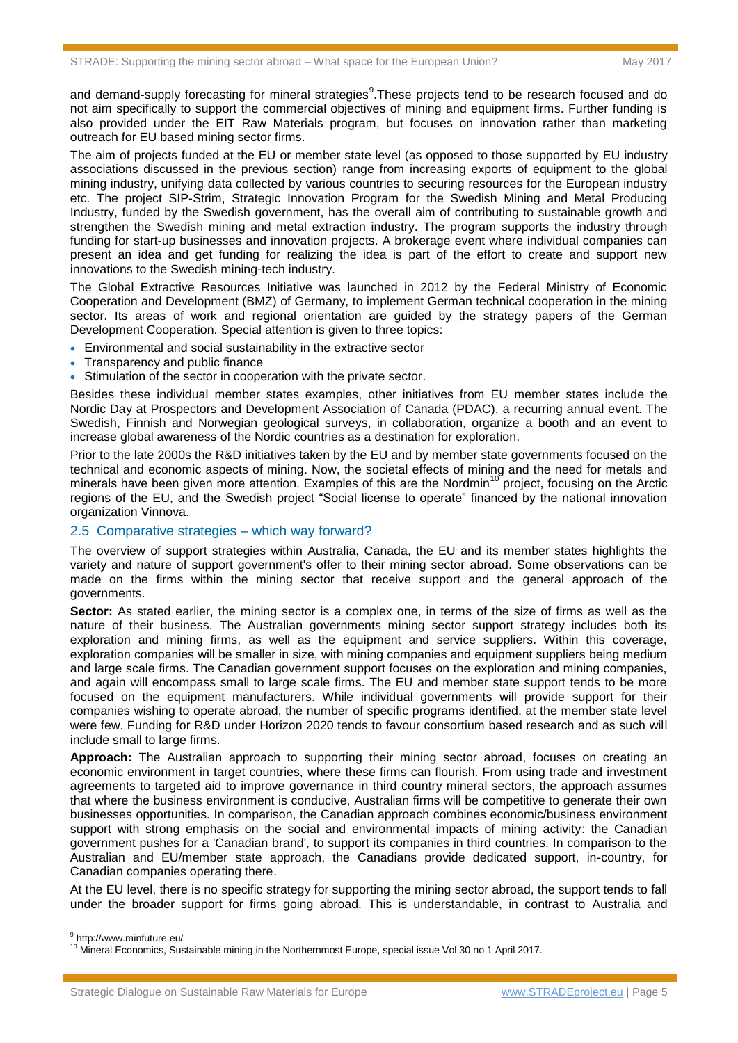and demand-supply forecasting for mineral strategies[9].These projects tend to be research focused and do not aim specifically to support the commercial objectives of mining and equipment firms. Further funding is also provided under the EIT Raw Materials program, but focuses on innovation rather than marketing outreach for EU based mining sector firms.

The aim of projects funded at the EU or member state level (as opposed to those supported by EU industry associations discussed in the previous section) range from increasing exports of equipment to the global mining industry, unifying data collected by various countries to securing resources for the European industry etc. The project SIP-Strim, Strategic Innovation Program for the Swedish Mining and Metal Producing Industry, funded by the Swedish government, has the overall aim of contributing to sustainable growth and strengthen the Swedish mining and metal extraction industry. The program supports the industry through funding for start-up businesses and innovation projects. A brokerage event where individual companies can present an idea and get funding for realizing the idea is part of the effort to create and support new innovations to the Swedish mining-tech industry.

The Global Extractive Resources Initiative was launched in 2012 by the Federal Ministry of Economic Cooperation and Development (BMZ) of Germany, to implement German technical cooperation in the mining sector. Its areas of work and regional orientation are guided by the strategy papers of the German Development Cooperation. Special attention is given to three topics:

- Environmental and social sustainability in the extractive sector
- Transparency and public finance
- Stimulation of the sector in cooperation with the private sector.

Besides these individual member states examples, other initiatives from EU member states include the Nordic Day at Prospectors and Development Association of Canada (PDAC), a recurring annual event. The Swedish, Finnish and Norwegian geological surveys, in collaboration, organize a booth and an event to increase global awareness of the Nordic countries as a destination for exploration.

Prior to the late 2000s the R&D initiatives taken by the EU and by member state governments focused on the technical and economic aspects of mining. Now, the societal effects of mining and the need for metals and minerals have been given more attention. Examples of this are the Nordmin[10] project, focusing on the Arctic regions of the EU, and the Swedish project "Social license to operate" financed by the national innovation organization Vinnova.

## 2.5 Comparative strategies – which way forward?

The overview of support strategies within Australia, Canada, the EU and its member states highlights the variety and nature of support government's offer to their mining sector abroad. Some observations can be made on the firms within the mining sector that receive support and the general approach of the governments.

**Sector:** As stated earlier, the mining sector is a complex one, in terms of the size of firms as well as the nature of their business. The Australian governments mining sector support strategy includes both its exploration and mining firms, as well as the equipment and service suppliers. Within this coverage, exploration companies will be smaller in size, with mining companies and equipment suppliers being medium and large scale firms. The Canadian government support focuses on the exploration and mining companies, and again will encompass small to large scale firms. The EU and member state support tends to be more focused on the equipment manufacturers. While individual governments will provide support for their companies wishing to operate abroad, the number of specific programs identified, at the member state level were few. Funding for R&D under Horizon 2020 tends to favour consortium based research and as such will include small to large firms.

**Approach:** The Australian approach to supporting their mining sector abroad, focuses on creating an economic environment in target countries, where these firms can flourish. From using trade and investment agreements to targeted aid to improve governance in third country mineral sectors, the approach assumes that where the business environment is conducive, Australian firms will be competitive to generate their own businesses opportunities. In comparison, the Canadian approach combines economic/business environment support with strong emphasis on the social and environmental impacts of mining activity: the Canadian government pushes for a 'Canadian brand', to support its companies in third countries. In comparison to the Australian and EU/member state approach, the Canadians provide dedicated support, in-country, for Canadian companies operating there.

At the EU level, there is no specific strategy for supporting the mining sector abroad, the support tends to fall under the broader support for firms going abroad. This is understandable, in contrast to Australia and

[9] http://www.minfuture.eu/

[10] Mineral Economics, Sustainable mining in the Northernmost Europe, special issue Vol 30 no 1 April 2017.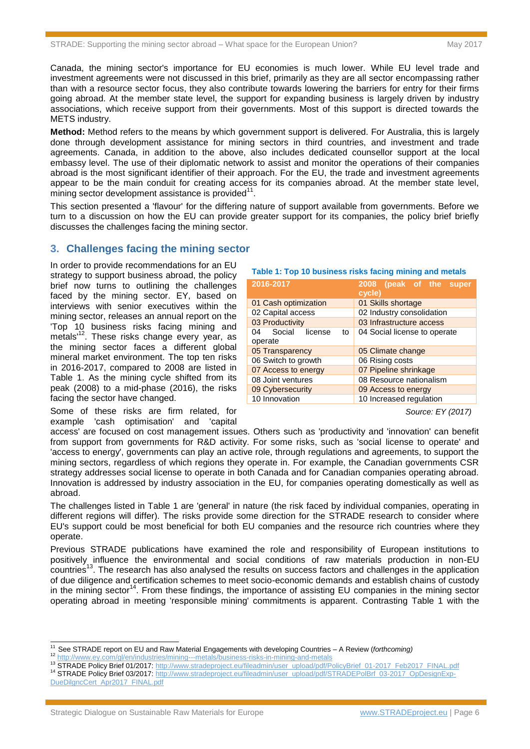Canada, the mining sector's importance for EU economies is much lower. While EU level trade and investment agreements were not discussed in this brief, primarily as they are all sector encompassing rather than with a resource sector focus, they also contribute towards lowering the barriers for entry for their firms going abroad. At the member state level, the support for expanding business is largely driven by industry associations, which receive support from their governments. Most of this support is directed towards the METS industry.

**Method:** Method refers to the means by which government support is delivered. For Australia, this is largely done through development assistance for mining sectors in third countries, and investment and trade agreements. Canada, in addition to the above, also includes dedicated counsellor support at the local embassy level. The use of their diplomatic network to assist and monitor the operations of their companies abroad is the most significant identifier of their approach. For the EU, the trade and investment agreements appear to be the main conduit for creating access for its companies abroad. At the member state level, mining sector development assistance is provided[11].

This section presented a 'flavour' for the differing nature of support available from governments. Before we turn to a discussion on how the EU can provide greater support for its companies, the policy brief briefly discusses the challenges facing the mining sector.

## 3. Challenges facing the mining sector

In order to provide recommendations for an EU strategy to support business abroad, the policy brief now turns to outlining the challenges faced by the mining sector. EY, based on interviews with senior executives within the mining sector, releases an annual report on the 'Top 10 business risks facing mining and metals'[12]. These risks change every year, as the mining sector faces a different global mineral market environment. The top ten risks in 2016-2017, compared to 2008 are listed in Table 1. As the mining cycle shifted from its peak (2008) to a mid-phase (2016), the risks facing the sector have changed.

**Table 1: Top 10 business risks facing mining and metals**

| 2016-2017 | 2008 (peak of the super cycle) |
|---|---|
| 01 Cash optimization | 01 Skills shortage |
| 02 Capital access | 02 Industry consolidation |
| 03 Productivity | 03 Infrastructure access |
| 04 Social license to operate | 04 Social license to operate |
| 05 Transparency | 05 Climate change |
| 06 Switch to growth | 06 Rising costs |
| 07 Access to energy | 07 Pipeline shrinkage |
| 08 Joint ventures | 08 Resource nationalism |
| 09 Cybersecurity | 09 Access to energy |
| 10 Innovation | 10 Increased regulation |

*Source: EY (2017)*

Some of these risks are firm related, for example 'cash optimisation' and 'capital access' are focused on cost management issues. Others such as 'productivity and 'innovation' can benefit from support from governments for R&D activity. For some risks, such as 'social license to operate' and 'access to energy', governments can play an active role, through regulations and agreements, to support the mining sectors, regardless of which regions they operate in. For example, the Canadian governments CSR strategy addresses social license to operate in both Canada and for Canadian companies operating abroad. Innovation is addressed by industry association in the EU, for companies operating domestically as well as abroad.

The challenges listed in Table 1 are 'general' in nature (the risk faced by individual companies, operating in different regions will differ). The risks provide some direction for the STRADE research to consider where EU's support could be most beneficial for both EU companies and the resource rich countries where they operate.

Previous STRADE publications have examined the role and responsibility of European institutions to positively influence the environmental and social conditions of raw materials production in non-EU countries[13]. The research has also analysed the results on success factors and challenges in the application of due diligence and certification schemes to meet socio-economic demands and establish chains of custody in the mining sector[14]. From these findings, the importance of assisting EU companies in the mining sector operating abroad in meeting 'responsible mining' commitments is apparent. Contrasting Table 1 with the

---

[11] See STRADE report on EU and Raw Material Engagements with developing Countries – A Review (*forthcoming*)

[12] http://www.ey.com/gl/en/industries/mining---metals/business-risks-in-mining-and-metals

[13] STRADE Policy Brief 01/2017: http://www.stradeproject.eu/fileadmin/user_upload/pdf/PolicyBrief_01-2017_Feb2017_FINAL.pdf

[14] STRADE Policy Brief 03/2017: http://www.stradeproject.eu/fileadmin/user_upload/pdf/STRADEPolBrf_03-2017_OpDesignExp-DueDilgncCert_Apr2017_FINAL.pdf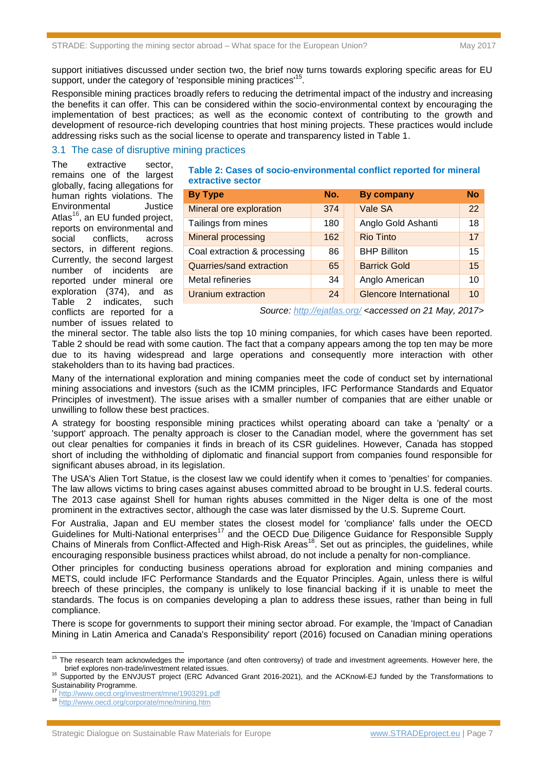support initiatives discussed under section two, the brief now turns towards exploring specific areas for EU support, under the category of 'responsible mining practices'[15].

Responsible mining practices broadly refers to reducing the detrimental impact of the industry and increasing the benefits it can offer. This can be considered within the socio-environmental context by encouraging the implementation of best practices; as well as the economic context of contributing to the growth and development of resource-rich developing countries that host mining projects. These practices would include addressing risks such as the social license to operate and transparency listed in Table 1.

## 3.1 The case of disruptive mining practices

The extractive sector, remains one of the largest globally, facing allegations for human rights violations. The Environmental Justice Atlas[16], an EU funded project, reports on environmental and social conflicts, across sectors, in different regions. Currently, the second largest number of incidents are reported under mineral ore exploration (374), and as Table 2 indicates, such conflicts are reported for a number of issues related to the mineral sector. The table also lists the top 10 mining companies, for which cases have been reported. Table 2 should be read with some caution. The fact that a company appears among the top ten may be more due to its having widespread and large operations and consequently more interaction with other stakeholders than to its having bad practices.

**Table 2: Cases of socio-environmental conflict reported for mineral extractive sector**

| By Type | No. | By company | No |
|---|---|---|---|
| Mineral ore exploration | 374 | Vale SA | 22 |
| Tailings from mines | 180 | Anglo Gold Ashanti | 18 |
| Mineral processing | 162 | Rio Tinto | 17 |
| Coal extraction & processing | 86 | BHP Billiton | 15 |
| Quarries/sand extraction | 65 | Barrick Gold | 15 |
| Metal refineries | 34 | Anglo American | 10 |
| Uranium extraction | 24 | Glencore International | 10 |

*Source: http://ejatlas.org/ <accessed on 21 May, 2017>*

Many of the international exploration and mining companies meet the code of conduct set by international mining associations and investors (such as the ICMM principles, IFC Performance Standards and Equator Principles of investment). The issue arises with a smaller number of companies that are either unable or unwilling to follow these best practices.

A strategy for boosting responsible mining practices whilst operating aboard can take a 'penalty' or a 'support' approach. The penalty approach is closer to the Canadian model, where the government has set out clear penalties for companies it finds in breach of its CSR guidelines. However, Canada has stopped short of including the withholding of diplomatic and financial support from companies found responsible for significant abuses abroad, in its legislation.

The USA's Alien Tort Statue, is the closest law we could identify when it comes to 'penalties' for companies. The law allows victims to bring cases against abuses committed abroad to be brought in U.S. federal courts. The 2013 case against Shell for human rights abuses committed in the Niger delta is one of the most prominent in the extractives sector, although the case was later dismissed by the U.S. Supreme Court.

For Australia, Japan and EU member states the closest model for 'compliance' falls under the OECD Guidelines for Multi-National enterprises[17] and the OECD Due Diligence Guidance for Responsible Supply Chains of Minerals from Conflict-Affected and High-Risk Areas[18]. Set out as principles, the guidelines, while encouraging responsible business practices whilst abroad, do not include a penalty for non-compliance.

Other principles for conducting business operations abroad for exploration and mining companies and METS, could include IFC Performance Standards and the Equator Principles. Again, unless there is wilful breech of these principles, the company is unlikely to lose financial backing if it is unable to meet the standards. The focus is on companies developing a plan to address these issues, rather than being in full compliance.

There is scope for governments to support their mining sector abroad. For example, the 'Impact of Canadian Mining in Latin America and Canada's Responsibility' report (2016) focused on Canadian mining operations

---

[15] The research team acknowledges the importance (and often controversy) of trade and investment agreements. However here, the brief explores non-trade/investment related issues.

[16] Supported by the ENVJUST project (ERC Advanced Grant 2016-2021), and the ACKnowl-EJ funded by the Transformations to Sustainability Programme.

[17] http://www.oecd.org/investment/mne/1903291.pdf

[18] http://www.oecd.org/corporate/mne/mining.htm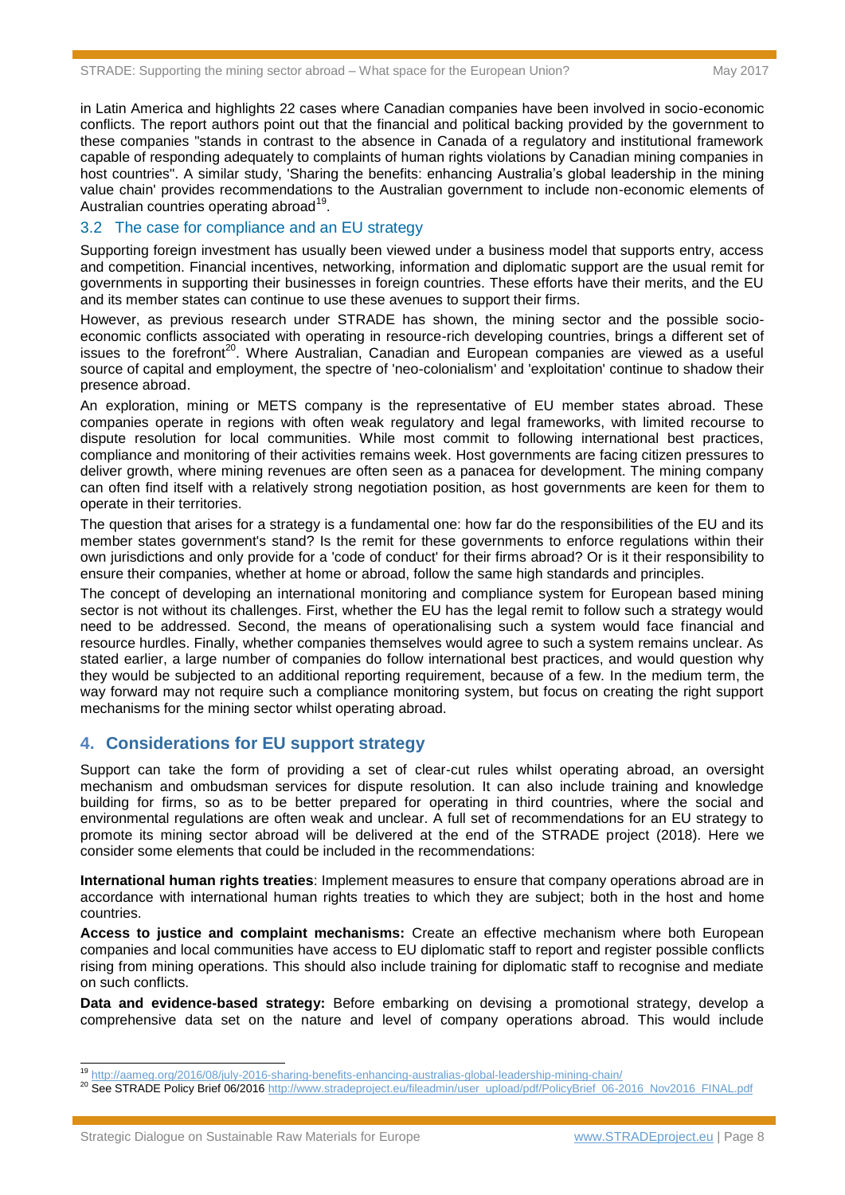in Latin America and highlights 22 cases where Canadian companies have been involved in socio-economic conflicts. The report authors point out that the financial and political backing provided by the government to these companies "stands in contrast to the absence in Canada of a regulatory and institutional framework capable of responding adequately to complaints of human rights violations by Canadian mining companies in host countries". A similar study, 'Sharing the benefits: enhancing Australia's global leadership in the mining value chain' provides recommendations to the Australian government to include non-economic elements of Australian countries operating abroad[19].

## 3.2 The case for compliance and an EU strategy

Supporting foreign investment has usually been viewed under a business model that supports entry, access and competition. Financial incentives, networking, information and diplomatic support are the usual remit for governments in supporting their businesses in foreign countries. These efforts have their merits, and the EU and its member states can continue to use these avenues to support their firms.

However, as previous research under STRADE has shown, the mining sector and the possible socio-economic conflicts associated with operating in resource-rich developing countries, brings a different set of issues to the forefront[20]. Where Australian, Canadian and European companies are viewed as a useful source of capital and employment, the spectre of 'neo-colonialism' and 'exploitation' continue to shadow their presence abroad.

An exploration, mining or METS company is the representative of EU member states abroad. These companies operate in regions with often weak regulatory and legal frameworks, with limited recourse to dispute resolution for local communities. While most commit to following international best practices, compliance and monitoring of their activities remains week. Host governments are facing citizen pressures to deliver growth, where mining revenues are often seen as a panacea for development. The mining company can often find itself with a relatively strong negotiation position, as host governments are keen for them to operate in their territories.

The question that arises for a strategy is a fundamental one: how far do the responsibilities of the EU and its member states government's stand? Is the remit for these governments to enforce regulations within their own jurisdictions and only provide for a 'code of conduct' for their firms abroad? Or is it their responsibility to ensure their companies, whether at home or abroad, follow the same high standards and principles.

The concept of developing an international monitoring and compliance system for European based mining sector is not without its challenges. First, whether the EU has the legal remit to follow such a strategy would need to be addressed. Second, the means of operationalising such a system would face financial and resource hurdles. Finally, whether companies themselves would agree to such a system remains unclear. As stated earlier, a large number of companies do follow international best practices, and would question why they would be subjected to an additional reporting requirement, because of a few. In the medium term, the way forward may not require such a compliance monitoring system, but focus on creating the right support mechanisms for the mining sector whilst operating abroad.

# 4. Considerations for EU support strategy

Support can take the form of providing a set of clear-cut rules whilst operating abroad, an oversight mechanism and ombudsman services for dispute resolution. It can also include training and knowledge building for firms, so as to be better prepared for operating in third countries, where the social and environmental regulations are often weak and unclear. A full set of recommendations for an EU strategy to promote its mining sector abroad will be delivered at the end of the STRADE project (2018). Here we consider some elements that could be included in the recommendations:

**International human rights treaties**: Implement measures to ensure that company operations abroad are in accordance with international human rights treaties to which they are subject; both in the host and home countries.

**Access to justice and complaint mechanisms:** Create an effective mechanism where both European companies and local communities have access to EU diplomatic staff to report and register possible conflicts rising from mining operations. This should also include training for diplomatic staff to recognise and mediate on such conflicts.

**Data and evidence-based strategy:** Before embarking on devising a promotional strategy, develop a comprehensive data set on the nature and level of company operations abroad. This would include

---

[19] http://aameg.org/2016/08/july-2016-sharing-benefits-enhancing-australias-global-leadership-mining-chain/

[20] See STRADE Policy Brief 06/2016 http://www.stradeproject.eu/fileadmin/user_upload/pdf/PolicyBrief_06-2016_Nov2016_FINAL.pdf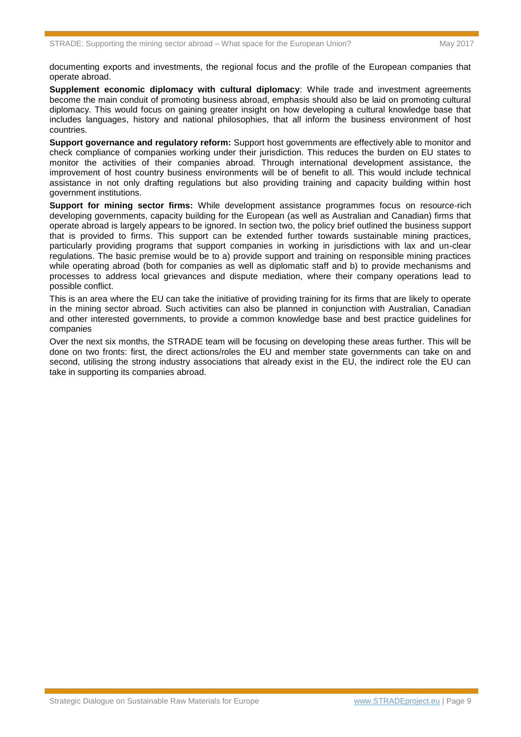documenting exports and investments, the regional focus and the profile of the European companies that operate abroad.

**Supplement economic diplomacy with cultural diplomacy**: While trade and investment agreements become the main conduit of promoting business abroad, emphasis should also be laid on promoting cultural diplomacy. This would focus on gaining greater insight on how developing a cultural knowledge base that includes languages, history and national philosophies, that all inform the business environment of host countries.

**Support governance and regulatory reform:** Support host governments are effectively able to monitor and check compliance of companies working under their jurisdiction. This reduces the burden on EU states to monitor the activities of their companies abroad. Through international development assistance, the improvement of host country business environments will be of benefit to all. This would include technical assistance in not only drafting regulations but also providing training and capacity building within host government institutions.

**Support for mining sector firms:** While development assistance programmes focus on resource-rich developing governments, capacity building for the European (as well as Australian and Canadian) firms that operate abroad is largely appears to be ignored. In section two, the policy brief outlined the business support that is provided to firms. This support can be extended further towards sustainable mining practices, particularly providing programs that support companies in working in jurisdictions with lax and un-clear regulations. The basic premise would be to a) provide support and training on responsible mining practices while operating abroad (both for companies as well as diplomatic staff and b) to provide mechanisms and processes to address local grievances and dispute mediation, where their company operations lead to possible conflict.

This is an area where the EU can take the initiative of providing training for its firms that are likely to operate in the mining sector abroad. Such activities can also be planned in conjunction with Australian, Canadian and other interested governments, to provide a common knowledge base and best practice guidelines for companies

Over the next six months, the STRADE team will be focusing on developing these areas further. This will be done on two fronts: first, the direct actions/roles the EU and member state governments can take on and second, utilising the strong industry associations that already exist in the EU, the indirect role the EU can take in supporting its companies abroad.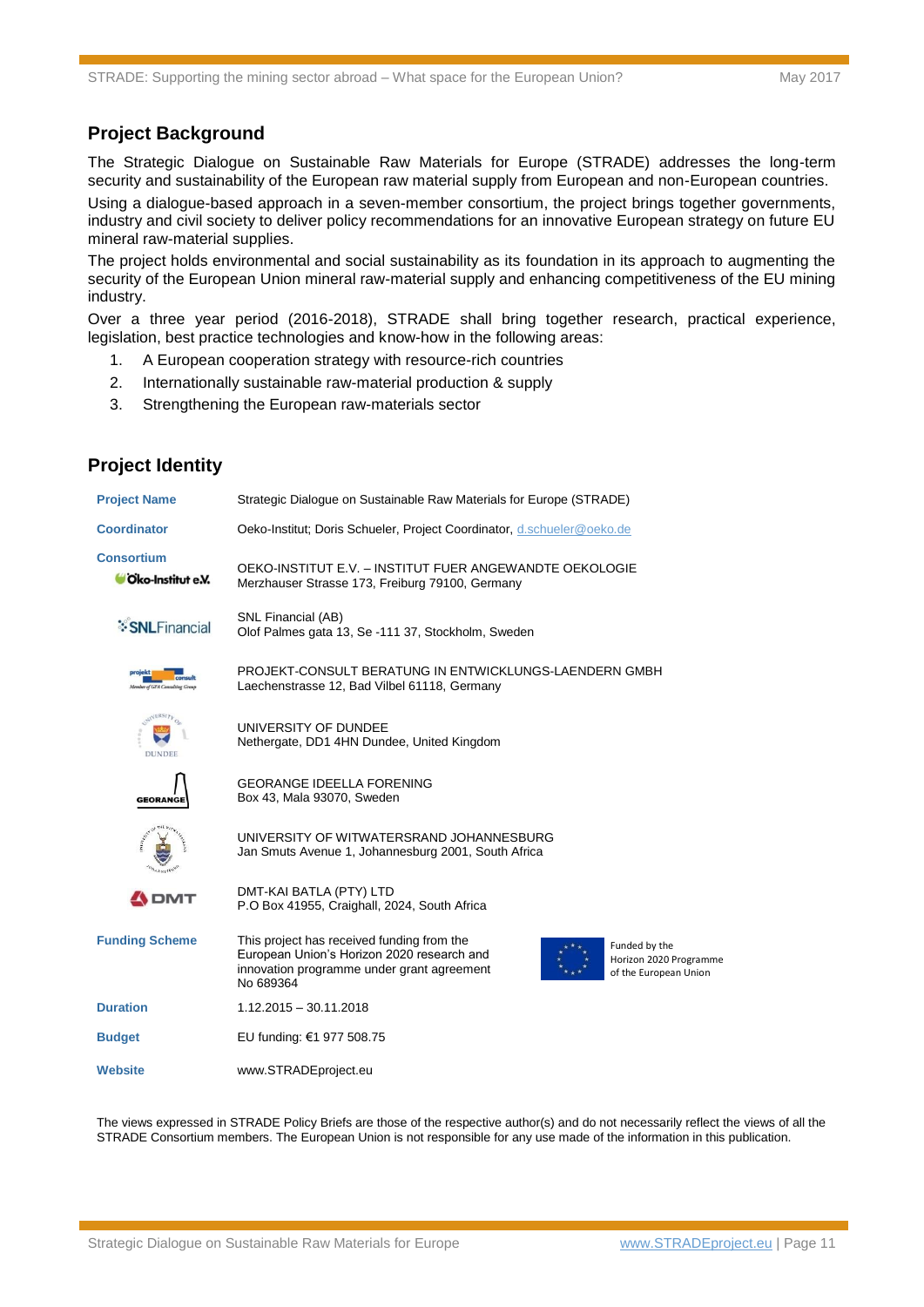## Project Background

The Strategic Dialogue on Sustainable Raw Materials for Europe (STRADE) addresses the long-term security and sustainability of the European raw material supply from European and non-European countries.

Using a dialogue-based approach in a seven-member consortium, the project brings together governments, industry and civil society to deliver policy recommendations for an innovative European strategy on future EU mineral raw-material supplies.

The project holds environmental and social sustainability as its foundation in its approach to augmenting the security of the European Union mineral raw-material supply and enhancing competitiveness of the EU mining industry.

Over a three year period (2016-2018), STRADE shall bring together research, practical experience, legislation, best practice technologies and know-how in the following areas:

1. A European cooperation strategy with resource-rich countries
2. Internationally sustainable raw-material production & supply
3. Strengthening the European raw-materials sector

## Project Identity

| | |
|---|---|
| **Project Name** | Strategic Dialogue on Sustainable Raw Materials for Europe (STRADE) |
| **Coordinator** | Oeko-Institut; Doris Schueler, Project Coordinator, d.schueler@oeko.de |
| **Consortium** Öko-Institut e.V. | OEKO-INSTITUT E.V. – INSTITUT FUER ANGEWANDTE OEKOLOGIE<br>Merzhauser Strasse 173, Freiburg 79100, Germany |
| SNLFinancial | SNL Financial (AB)<br>Olof Palmes gata 13, Se -111 37, Stockholm, Sweden |
| projekt consult | PROJEKT-CONSULT BERATUNG IN ENTWICKLUNGS-LAENDERN GMBH<br>Laechenstrasse 12, Bad Vilbel 61118, Germany |
| University of Dundee | UNIVERSITY OF DUNDEE<br>Nethergate, DD1 4HN Dundee, United Kingdom |
| GEORANGE | GEORANGE IDEELLA FORENING<br>Box 43, Mala 93070, Sweden |
| University of the Witwatersrand | UNIVERSITY OF WITWATERSRAND JOHANNESBURG<br>Jan Smuts Avenue 1, Johannesburg 2001, South Africa |
| DMT | DMT-KAI BATLA (PTY) LTD<br>P.O Box 41955, Craighall, 2024, South Africa |
| **Funding Scheme** | This project has received funding from the European Union's Horizon 2020 research and innovation programme under grant agreement No 689364<br>Funded by the Horizon 2020 Programme of the European Union |
| **Duration** | 1.12.2015 – 30.11.2018 |
| **Budget** | EU funding: €1 977 508.75 |
| **Website** | www.STRADEproject.eu |

The views expressed in STRADE Policy Briefs are those of the respective author(s) and do not necessarily reflect the views of all the STRADE Consortium members. The European Union is not responsible for any use made of the information in this publication.